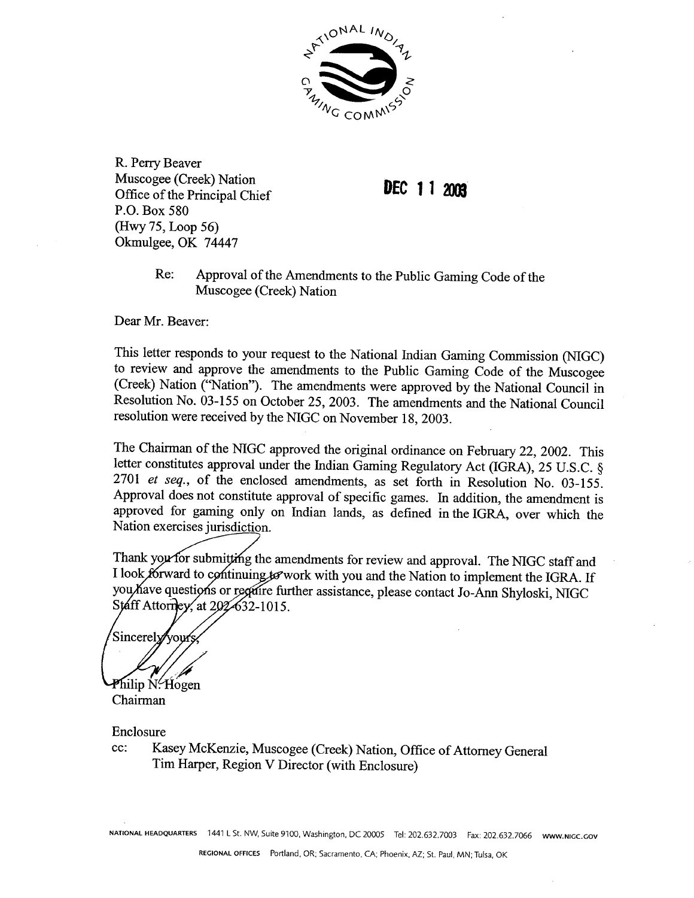NATIONAL INDIAN GAMING COMMISSION

R. Perry Beaver
Muscogee (Creek) Nation
Office of the Principal Chief
P.O. Box 580
(Hwy 75, Loop 56)
Okmulgee, OK 74447

**DEC 11 2003**

Re: Approval of the Amendments to the Public Gaming Code of the Muscogee (Creek) Nation

Dear Mr. Beaver:

This letter responds to your request to the National Indian Gaming Commission (NIGC) to review and approve the amendments to the Public Gaming Code of the Muscogee (Creek) Nation ("Nation"). The amendments were approved by the National Council in Resolution No. 03-155 on October 25, 2003. The amendments and the National Council resolution were received by the NIGC on November 18, 2003.

The Chairman of the NIGC approved the original ordinance on February 22, 2002. This letter constitutes approval under the Indian Gaming Regulatory Act (IGRA), 25 U.S.C. § 2701 *et seq.*, of the enclosed amendments, as set forth in Resolution No. 03-155. Approval does not constitute approval of specific games. In addition, the amendment is approved for gaming only on Indian lands, as defined in the IGRA, over which the Nation exercises jurisdiction.

Thank you for submitting the amendments for review and approval. The NIGC staff and I look forward to continuing to work with you and the Nation to implement the IGRA. If you have questions or require further assistance, please contact Jo-Ann Shyloski, NIGC Staff Attorney, at 202-632-1015.

Sincerely yours,

Philip N. Hogen
Chairman

Enclosure

cc: Kasey McKenzie, Muscogee (Creek) Nation, Office of Attorney General
Tim Harper, Region V Director (with Enclosure)

NATIONAL HEADQUARTERS 1441 L St. NW, Suite 9100, Washington, DC 20005 Tel: 202.632.7003 Fax: 202.632.7066 www.NIGC.GOV

REGIONAL OFFICES Portland, OR; Sacramento, CA; Phoenix, AZ; St. Paul, MN; Tulsa, OK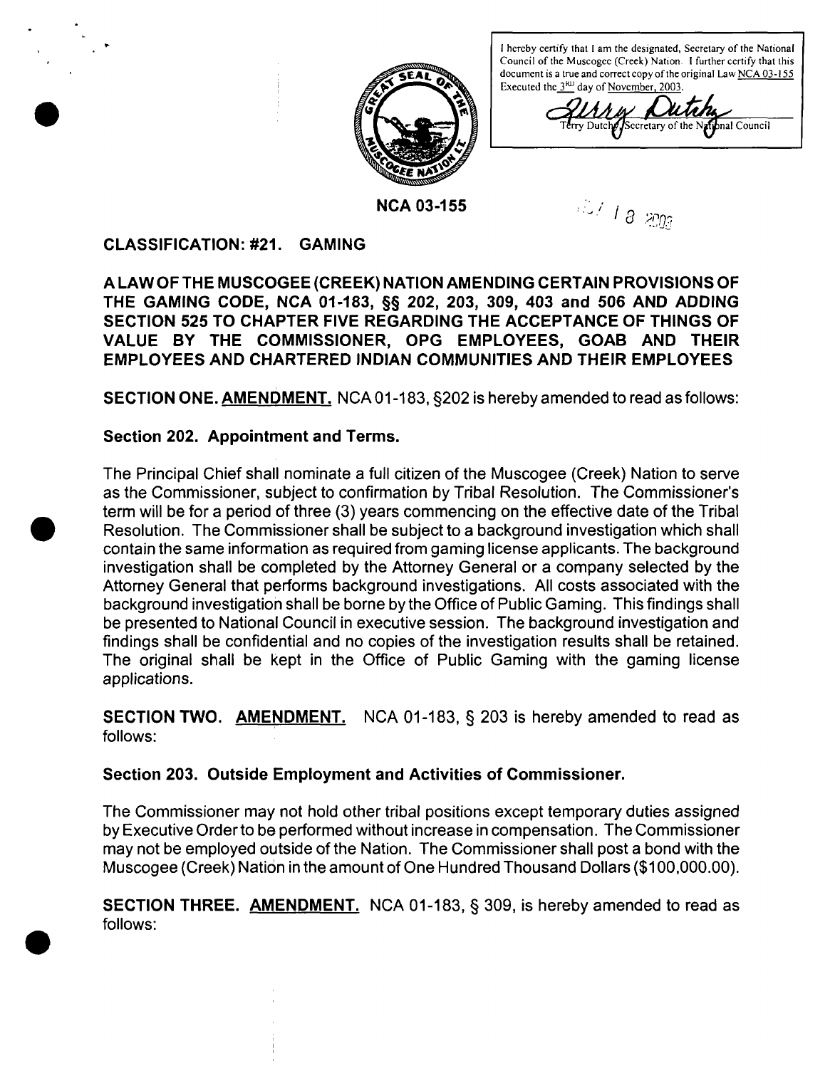I hereby certify that I am the designated, Secretary of the National Council of the Muscogee (Creek) Nation. I further certify that this document is a true and correct copy of the original Law NCA 03-155 Executed the 3RD day of November, 2003.

Terry Dutcher, Secretary of the National Council

**NCA 03-155**

**CLASSIFICATION: #21. GAMING**

**A LAW OF THE MUSCOGEE (CREEK) NATION AMENDING CERTAIN PROVISIONS OF THE GAMING CODE, NCA 01-183, §§ 202, 203, 309, 403 and 506 AND ADDING SECTION 525 TO CHAPTER FIVE REGARDING THE ACCEPTANCE OF THINGS OF VALUE BY THE COMMISSIONER, OPG EMPLOYEES, GOAB AND THEIR EMPLOYEES AND CHARTERED INDIAN COMMUNITIES AND THEIR EMPLOYEES**

**SECTION ONE. AMENDMENT.** NCA 01-183, §202 is hereby amended to read as follows:

**Section 202. Appointment and Terms.**

The Principal Chief shall nominate a full citizen of the Muscogee (Creek) Nation to serve as the Commissioner, subject to confirmation by Tribal Resolution. The Commissioner's term will be for a period of three (3) years commencing on the effective date of the Tribal Resolution. The Commissioner shall be subject to a background investigation which shall contain the same information as required from gaming license applicants. The background investigation shall be completed by the Attorney General or a company selected by the Attorney General that performs background investigations. All costs associated with the background investigation shall be borne by the Office of Public Gaming. This findings shall be presented to National Council in executive session. The background investigation and findings shall be confidential and no copies of the investigation results shall be retained. The original shall be kept in the Office of Public Gaming with the gaming license applications.

**SECTION TWO. AMENDMENT.** NCA 01-183, § 203 is hereby amended to read as follows:

**Section 203. Outside Employment and Activities of Commissioner.**

The Commissioner may not hold other tribal positions except temporary duties assigned by Executive Order to be performed without increase in compensation. The Commissioner may not be employed outside of the Nation. The Commissioner shall post a bond with the Muscogee (Creek) Nation in the amount of One Hundred Thousand Dollars ($100,000.00).

**SECTION THREE. AMENDMENT.** NCA 01-183, § 309, is hereby amended to read as follows: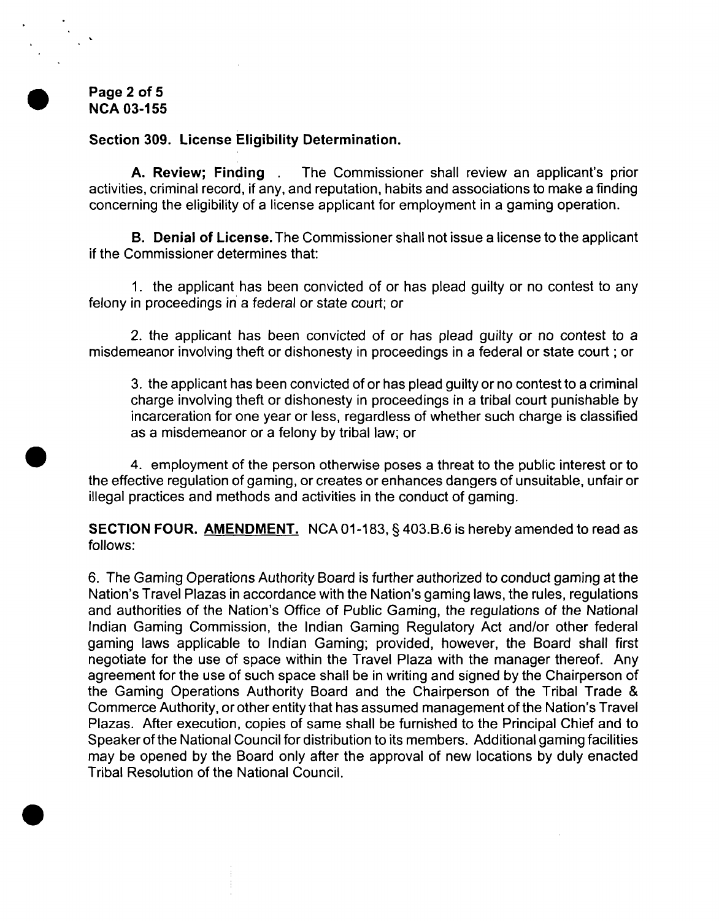**Section 309. License Eligibility Determination.**

**A. Review; Finding** . The Commissioner shall review an applicant's prior activities, criminal record, if any, and reputation, habits and associations to make a finding concerning the eligibility of a license applicant for employment in a gaming operation.

**B. Denial of License.** The Commissioner shall not issue a license to the applicant if the Commissioner determines that:

1. the applicant has been convicted of or has plead guilty or no contest to any felony in proceedings in a federal or state court; or

2. the applicant has been convicted of or has plead guilty or no contest to a misdemeanor involving theft or dishonesty in proceedings in a federal or state court ; or

3. the applicant has been convicted of or has plead guilty or no contest to a criminal charge involving theft or dishonesty in proceedings in a tribal court punishable by incarceration for one year or less, regardless of whether such charge is classified as a misdemeanor or a felony by tribal law; or

4. employment of the person otherwise poses a threat to the public interest or to the effective regulation of gaming, or creates or enhances dangers of unsuitable, unfair or illegal practices and methods and activities in the conduct of gaming.

**SECTION FOUR. AMENDMENT.** NCA 01-183, § 403.B.6 is hereby amended to read as follows:

6. The Gaming Operations Authority Board is further authorized to conduct gaming at the Nation's Travel Plazas in accordance with the Nation's gaming laws, the rules, regulations and authorities of the Nation's Office of Public Gaming, the regulations of the National Indian Gaming Commission, the Indian Gaming Regulatory Act and/or other federal gaming laws applicable to Indian Gaming; provided, however, the Board shall first negotiate for the use of space within the Travel Plaza with the manager thereof. Any agreement for the use of such space shall be in writing and signed by the Chairperson of the Gaming Operations Authority Board and the Chairperson of the Tribal Trade & Commerce Authority, or other entity that has assumed management of the Nation's Travel Plazas. After execution, copies of same shall be furnished to the Principal Chief and to Speaker of the National Council for distribution to its members. Additional gaming facilities may be opened by the Board only after the approval of new locations by duly enacted Tribal Resolution of the National Council.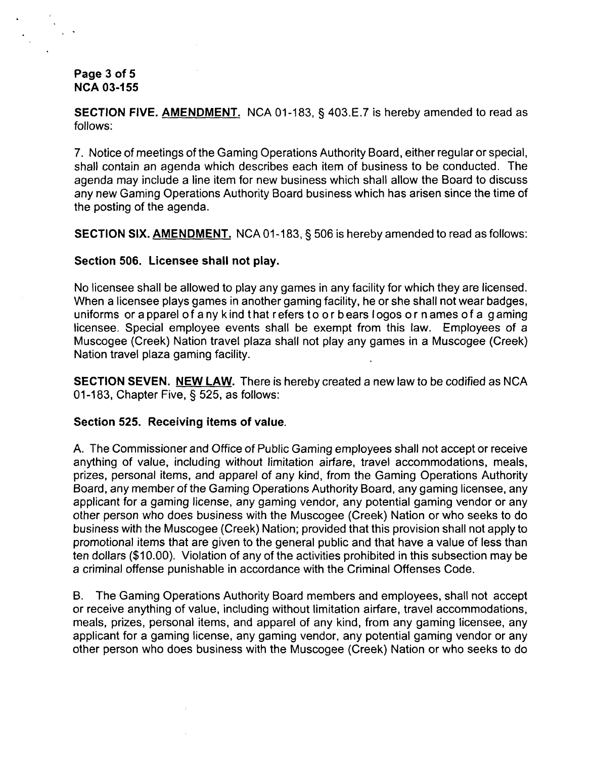**SECTION FIVE. AMENDMENT.** NCA 01-183, § 403.E.7 is hereby amended to read as follows:

7. Notice of meetings of the Gaming Operations Authority Board, either regular or special, shall contain an agenda which describes each item of business to be conducted. The agenda may include a line item for new business which shall allow the Board to discuss any new Gaming Operations Authority Board business which has arisen since the time of the posting of the agenda.

**SECTION SIX. AMENDMENT.** NCA 01-183, § 506 is hereby amended to read as follows:

**Section 506. Licensee shall not play.**

No licensee shall be allowed to play any games in any facility for which they are licensed. When a licensee plays games in another gaming facility, he or she shall not wear badges, uniforms or apparel of any kind that refers to or bears logos or names of a gaming licensee. Special employee events shall be exempt from this law. Employees of a Muscogee (Creek) Nation travel plaza shall not play any games in a Muscogee (Creek) Nation travel plaza gaming facility.

**SECTION SEVEN. NEW LAW.** There is hereby created a new law to be codified as NCA 01-183, Chapter Five, § 525, as follows:

**Section 525. Receiving items of value.**

A. The Commissioner and Office of Public Gaming employees shall not accept or receive anything of value, including without limitation airfare, travel accommodations, meals, prizes, personal items, and apparel of any kind, from the Gaming Operations Authority Board, any member of the Gaming Operations Authority Board, any gaming licensee, any applicant for a gaming license, any gaming vendor, any potential gaming vendor or any other person who does business with the Muscogee (Creek) Nation or who seeks to do business with the Muscogee (Creek) Nation; provided that this provision shall not apply to promotional items that are given to the general public and that have a value of less than ten dollars ($10.00). Violation of any of the activities prohibited in this subsection may be a criminal offense punishable in accordance with the Criminal Offenses Code.

B. The Gaming Operations Authority Board members and employees, shall not accept or receive anything of value, including without limitation airfare, travel accommodations, meals, prizes, personal items, and apparel of any kind, from any gaming licensee, any applicant for a gaming license, any gaming vendor, any potential gaming vendor or any other person who does business with the Muscogee (Creek) Nation or who seeks to do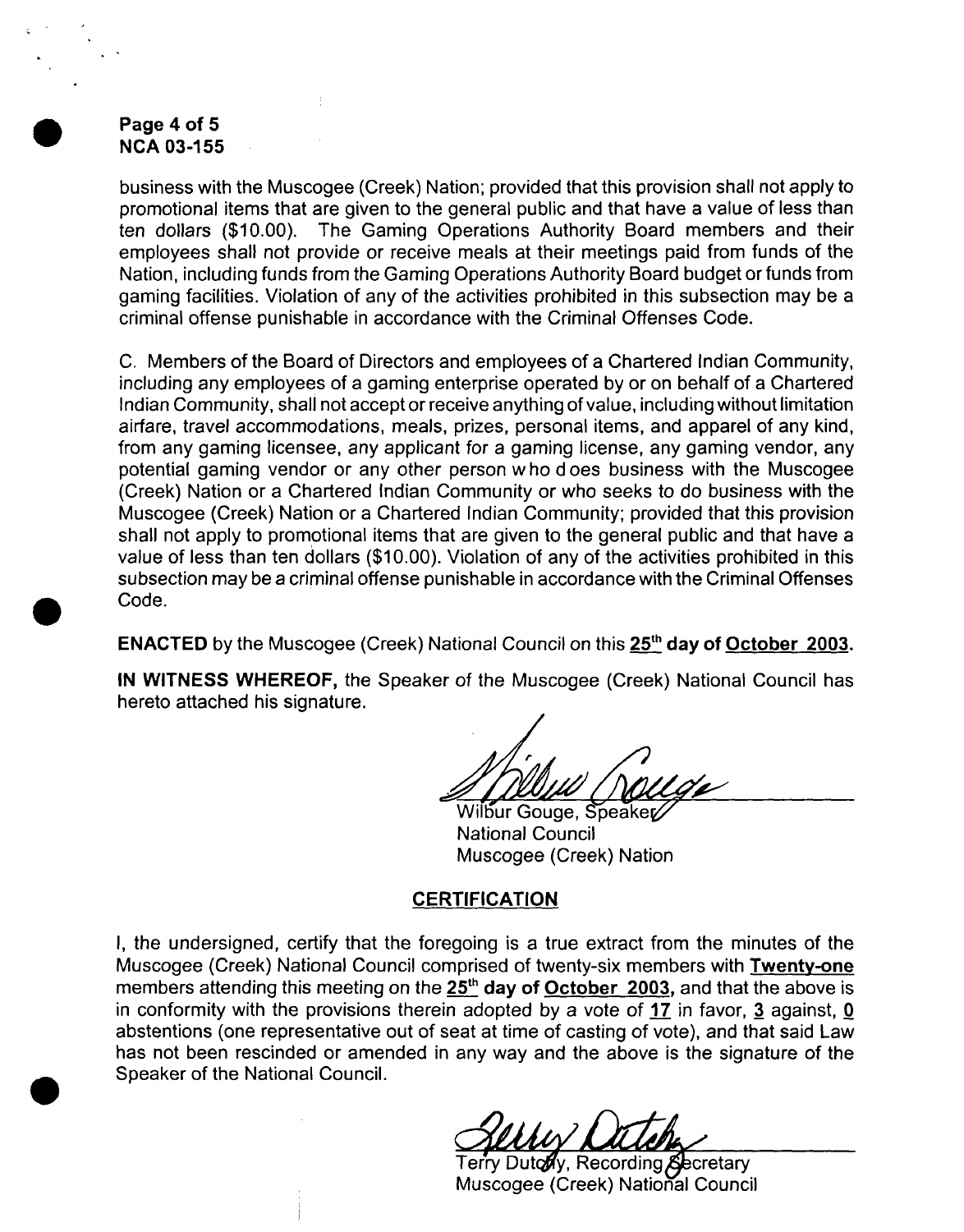business with the Muscogee (Creek) Nation; provided that this provision shall not apply to promotional items that are given to the general public and that have a value of less than ten dollars ($10.00). The Gaming Operations Authority Board members and their employees shall not provide or receive meals at their meetings paid from funds of the Nation, including funds from the Gaming Operations Authority Board budget or funds from gaming facilities. Violation of any of the activities prohibited in this subsection may be a criminal offense punishable in accordance with the Criminal Offenses Code.

C. Members of the Board of Directors and employees of a Chartered Indian Community, including any employees of a gaming enterprise operated by or on behalf of a Chartered Indian Community, shall not accept or receive anything of value, including without limitation airfare, travel accommodations, meals, prizes, personal items, and apparel of any kind, from any gaming licensee, any applicant for a gaming license, any gaming vendor, any potential gaming vendor or any other person who does business with the Muscogee (Creek) Nation or a Chartered Indian Community or who seeks to do business with the Muscogee (Creek) Nation or a Chartered Indian Community; provided that this provision shall not apply to promotional items that are given to the general public and that have a value of less than ten dollars ($10.00). Violation of any of the activities prohibited in this subsection may be a criminal offense punishable in accordance with the Criminal Offenses Code.

**ENACTED** by the Muscogee (Creek) National Council on this **25th day of October 2003.**

**IN WITNESS WHEREOF,** the Speaker of the Muscogee (Creek) National Council has hereto attached his signature.

Wilbur Gouge, Speaker
National Council
Muscogee (Creek) Nation

## CERTIFICATION

I, the undersigned, certify that the foregoing is a true extract from the minutes of the Muscogee (Creek) National Council comprised of twenty-six members with **Twenty-one** members attending this meeting on the **25th day of October 2003,** and that the above is in conformity with the provisions therein adopted by a vote of **17** in favor, **3** against, **0** abstentions (one representative out of seat at time of casting of vote), and that said Law has not been rescinded or amended in any way and the above is the signature of the Speaker of the National Council.

Terry Dutchy, Recording Secretary
Muscogee (Creek) National Council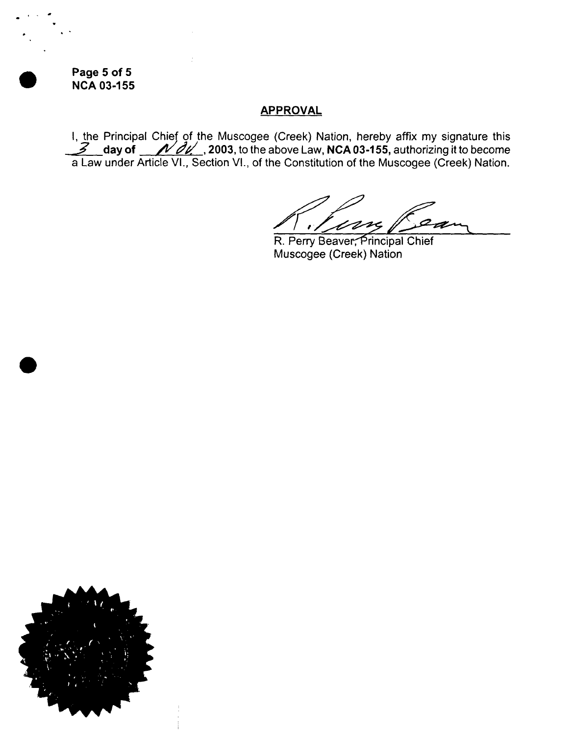Page 5 of 5
NCA 03-155

## APPROVAL

I, the Principal Chief of the Muscogee (Creek) Nation, hereby affix my signature this 3 **day of** Nov, **2003**, to the above Law, **NCA 03-155,** authorizing it to become a Law under Article VI., Section VI., of the Constitution of the Muscogee (Creek) Nation.

R. Perry Beaver, Principal Chief
Muscogee (Creek) Nation